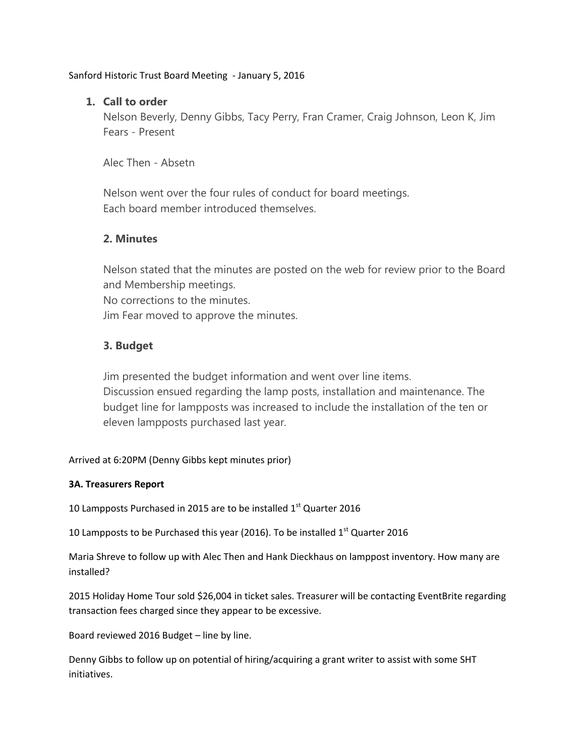Sanford Historic Trust Board Meeting - January 5, 2016

1. **Call to order**

   Nelson Beverly, Denny Gibbs, Tacy Perry, Fran Cramer, Craig Johnson, Leon K, Jim Fears - Present

   Alec Then - Absetn

   Nelson went over the four rules of conduct for board meetings.
   Each board member introduced themselves.

### 2. Minutes

Nelson stated that the minutes are posted on the web for review prior to the Board and Membership meetings.
No corrections to the minutes.
Jim Fear moved to approve the minutes.

### 3. Budget

Jim presented the budget information and went over line items.
Discussion ensued regarding the lamp posts, installation and maintenance. The budget line for lampposts was increased to include the installation of the ten or eleven lampposts purchased last year.

Arrived at 6:20PM (Denny Gibbs kept minutes prior)

**3A. Treasurers Report**

10 Lampposts Purchased in 2015 are to be installed 1st Quarter 2016

10 Lampposts to be Purchased this year (2016). To be installed 1st Quarter 2016

Maria Shreve to follow up with Alec Then and Hank Dieckhaus on lamppost inventory. How many are installed?

2015 Holiday Home Tour sold $26,004 in ticket sales. Treasurer will be contacting EventBrite regarding transaction fees charged since they appear to be excessive.

Board reviewed 2016 Budget – line by line.

Denny Gibbs to follow up on potential of hiring/acquiring a grant writer to assist with some SHT initiatives.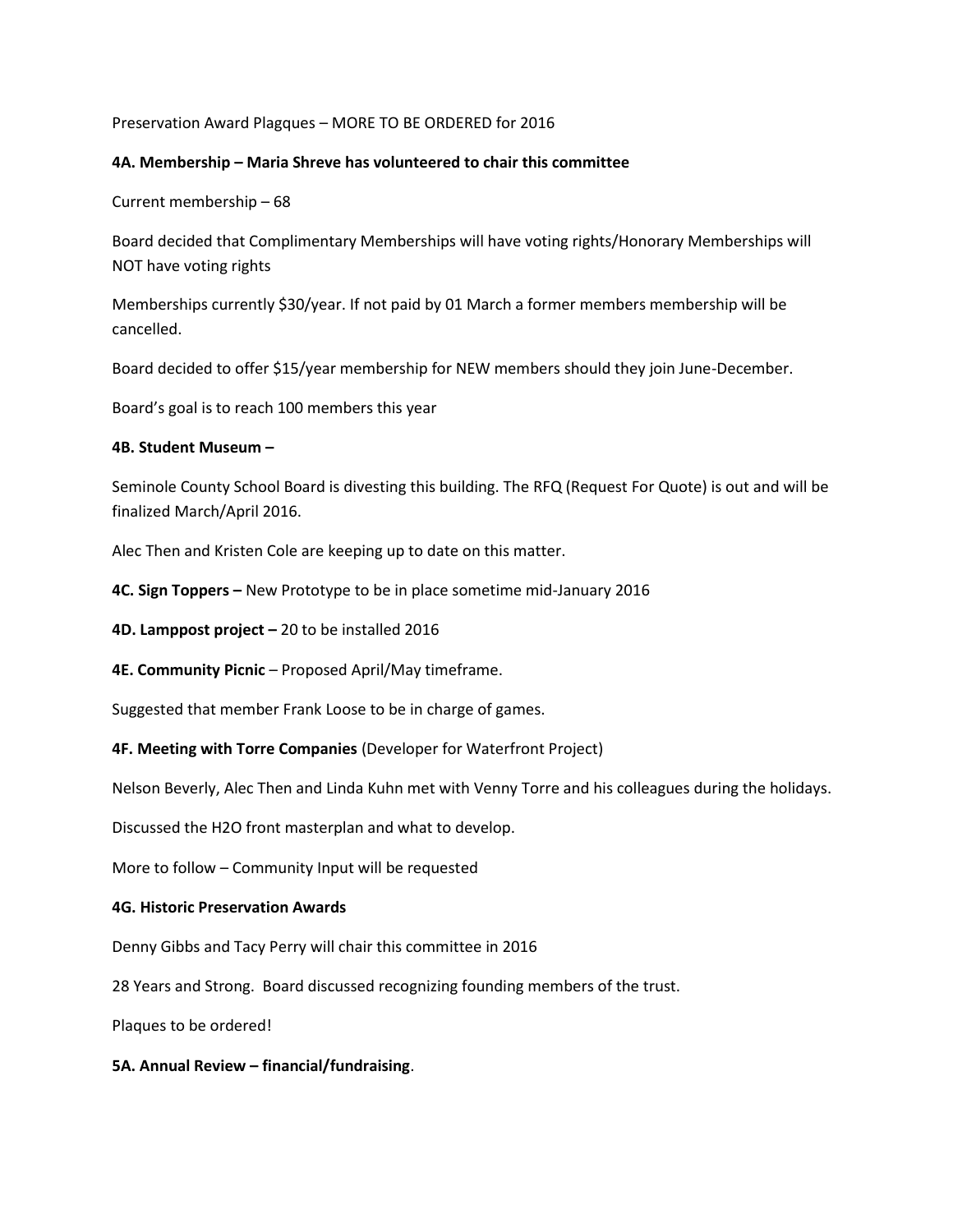Preservation Award Plagques – MORE TO BE ORDERED for 2016

**4A. Membership – Maria Shreve has volunteered to chair this committee**

Current membership – 68

Board decided that Complimentary Memberships will have voting rights/Honorary Memberships will NOT have voting rights

Memberships currently $30/year. If not paid by 01 March a former members membership will be cancelled.

Board decided to offer $15/year membership for NEW members should they join June-December.

Board's goal is to reach 100 members this year

**4B. Student Museum –**

Seminole County School Board is divesting this building. The RFQ (Request For Quote) is out and will be finalized March/April 2016.

Alec Then and Kristen Cole are keeping up to date on this matter.

**4C. Sign Toppers –** New Prototype to be in place sometime mid-January 2016

**4D. Lamppost project –** 20 to be installed 2016

**4E. Community Picnic** – Proposed April/May timeframe.

Suggested that member Frank Loose to be in charge of games.

**4F. Meeting with Torre Companies** (Developer for Waterfront Project)

Nelson Beverly, Alec Then and Linda Kuhn met with Venny Torre and his colleagues during the holidays.

Discussed the H2O front masterplan and what to develop.

More to follow – Community Input will be requested

**4G. Historic Preservation Awards**

Denny Gibbs and Tacy Perry will chair this committee in 2016

28 Years and Strong. Board discussed recognizing founding members of the trust.

Plaques to be ordered!

**5A. Annual Review – financial/fundraising**.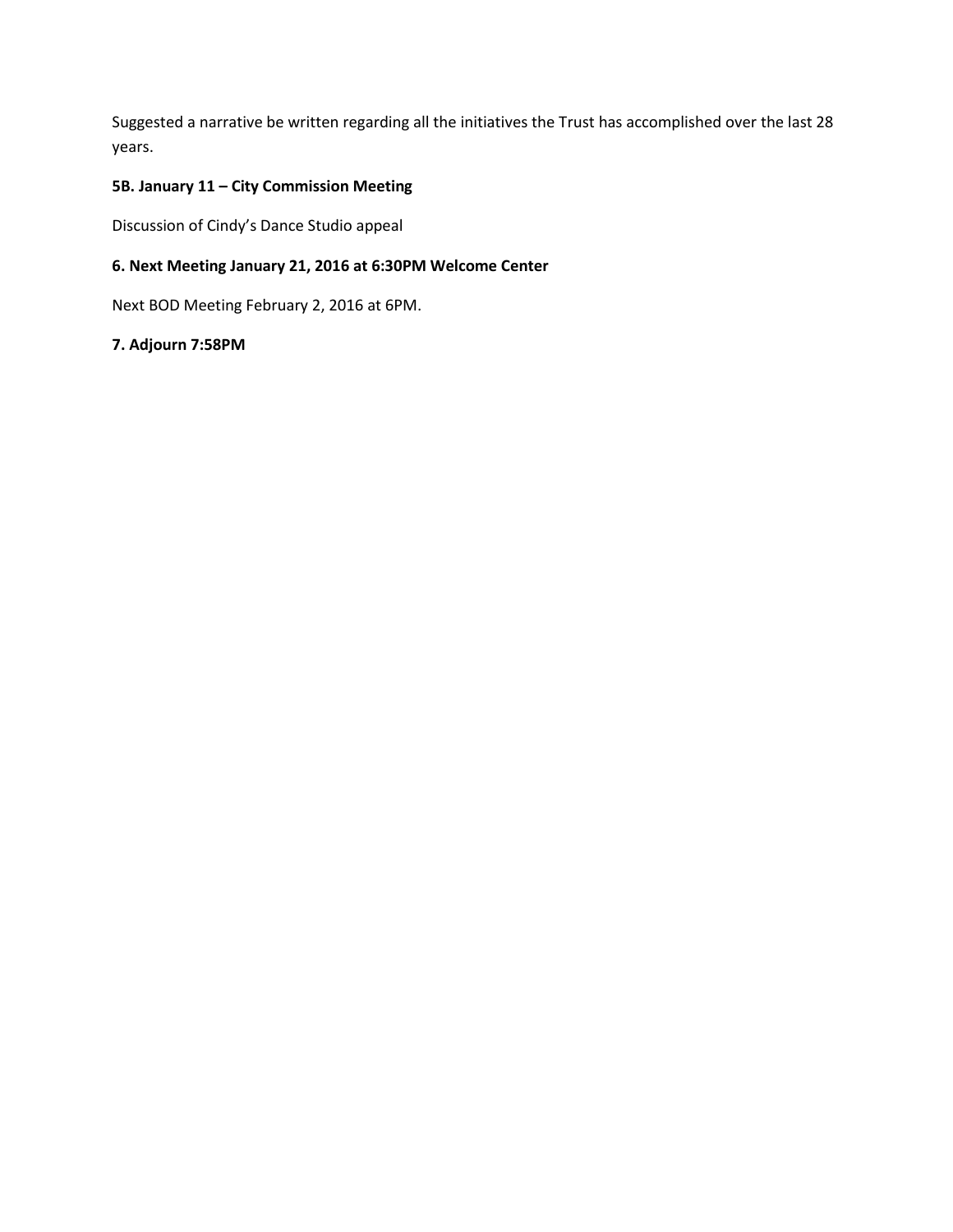Suggested a narrative be written regarding all the initiatives the Trust has accomplished over the last 28 years.

**5B. January 11 – City Commission Meeting**

Discussion of Cindy's Dance Studio appeal

**6. Next Meeting January 21, 2016 at 6:30PM Welcome Center**

Next BOD Meeting February 2, 2016 at 6PM.

**7. Adjourn 7:58PM**